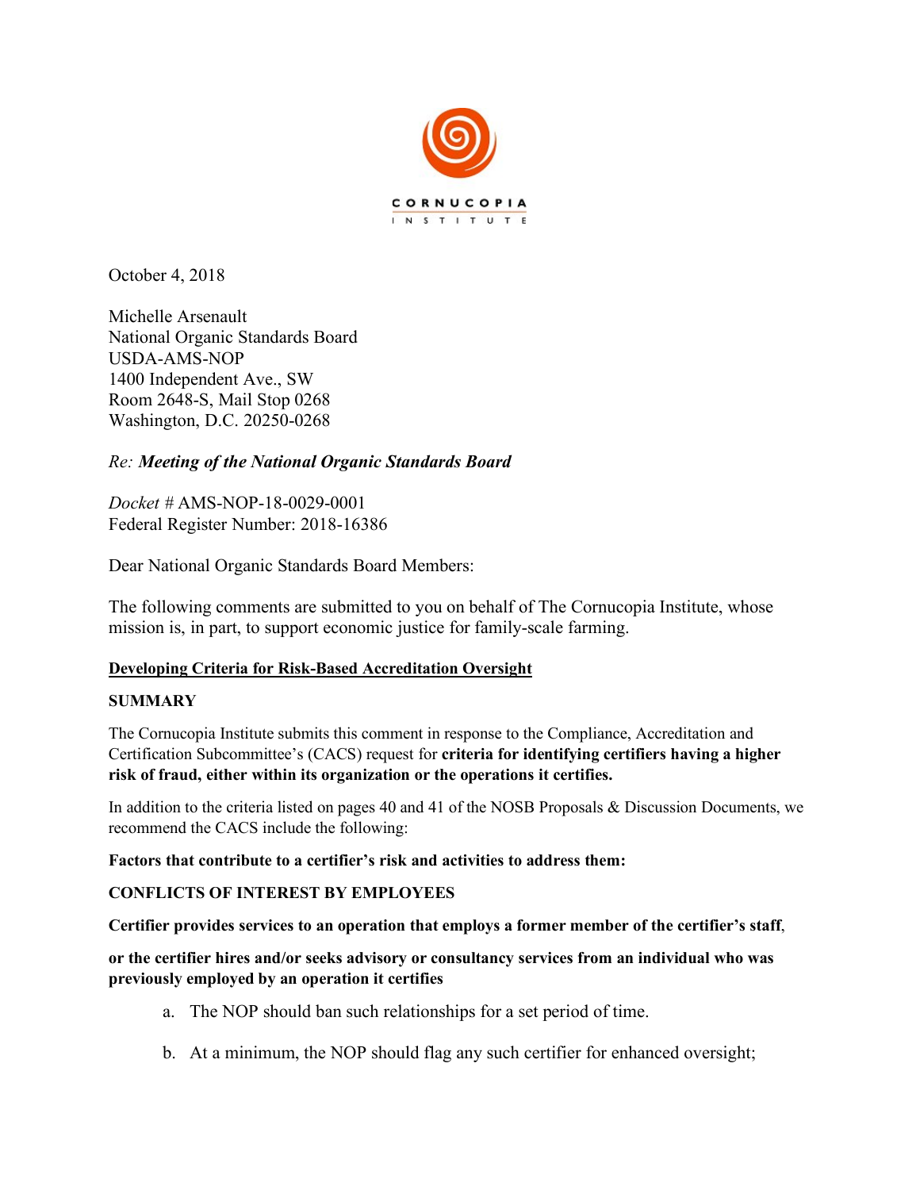CORNUCOPIA INSTITUTE

October 4, 2018

Michelle Arsenault
National Organic Standards Board
USDA-AMS-NOP
1400 Independent Ave., SW
Room 2648-S, Mail Stop 0268
Washington, D.C. 20250-0268

*Re:* ***Meeting of the National Organic Standards Board***

*Docket* # AMS-NOP-18-0029-0001
Federal Register Number: 2018-16386

Dear National Organic Standards Board Members:

The following comments are submitted to you on behalf of The Cornucopia Institute, whose mission is, in part, to support economic justice for family-scale farming.

## Developing Criteria for Risk-Based Accreditation Oversight

### SUMMARY

The Cornucopia Institute submits this comment in response to the Compliance, Accreditation and Certification Subcommittee's (CACS) request for **criteria for identifying certifiers having a higher risk of fraud, either within its organization or the operations it certifies.**

In addition to the criteria listed on pages 40 and 41 of the NOSB Proposals & Discussion Documents, we recommend the CACS include the following:

**Factors that contribute to a certifier's risk and activities to address them:**

**CONFLICTS OF INTEREST BY EMPLOYEES**

**Certifier provides services to an operation that employs a former member of the certifier's staff,**

**or the certifier hires and/or seeks advisory or consultancy services from an individual who was previously employed by an operation it certifies**

a. The NOP should ban such relationships for a set period of time.

b. At a minimum, the NOP should flag any such certifier for enhanced oversight;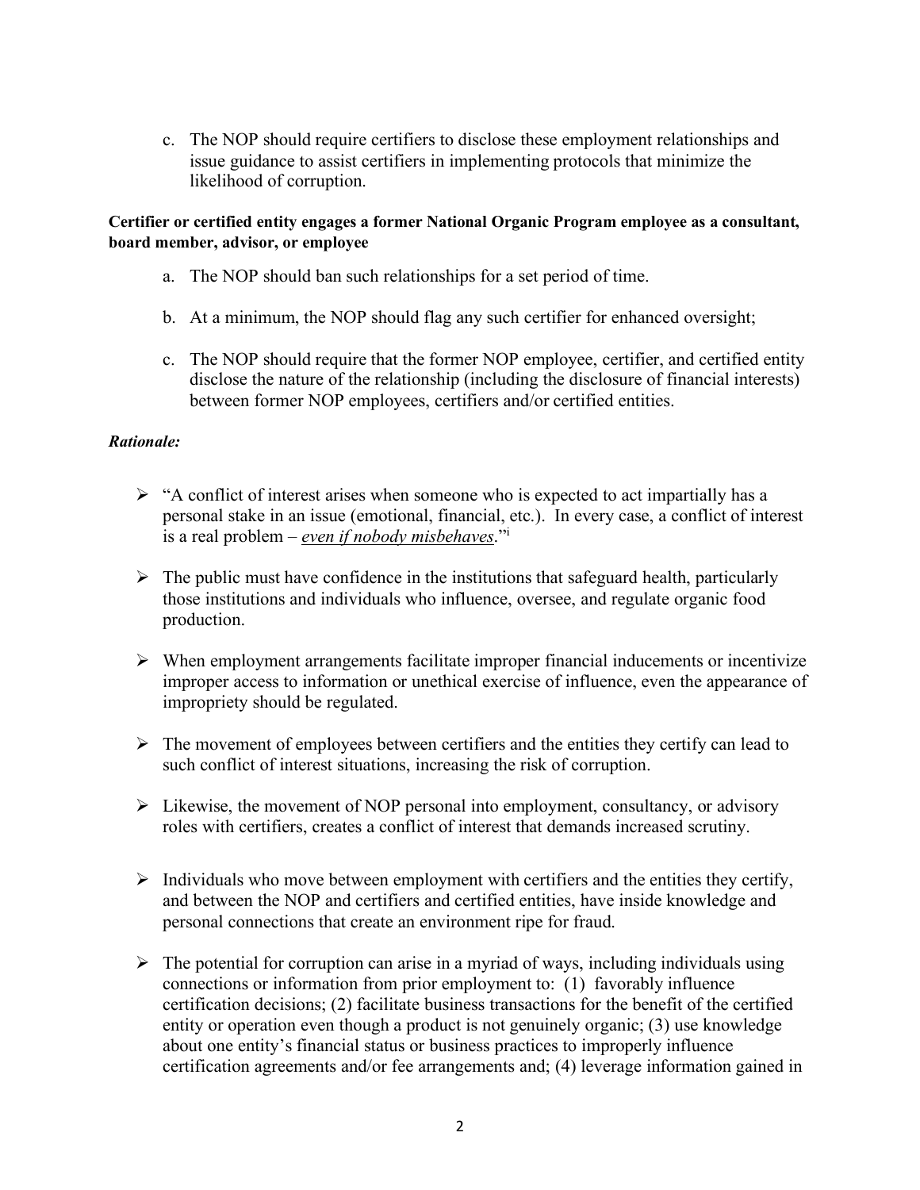c. The NOP should require certifiers to disclose these employment relationships and issue guidance to assist certifiers in implementing protocols that minimize the likelihood of corruption.

**Certifier or certified entity engages a former National Organic Program employee as a consultant, board member, advisor, or employee**

a. The NOP should ban such relationships for a set period of time.

b. At a minimum, the NOP should flag any such certifier for enhanced oversight;

c. The NOP should require that the former NOP employee, certifier, and certified entity disclose the nature of the relationship (including the disclosure of financial interests) between former NOP employees, certifiers and/or certified entities.

***Rationale:***

- "A conflict of interest arises when someone who is expected to act impartially has a personal stake in an issue (emotional, financial, etc.). In every case, a conflict of interest is a real problem – *<u>even if nobody misbehaves</u>*."[i]

- The public must have confidence in the institutions that safeguard health, particularly those institutions and individuals who influence, oversee, and regulate organic food production.

- When employment arrangements facilitate improper financial inducements or incentivize improper access to information or unethical exercise of influence, even the appearance of impropriety should be regulated.

- The movement of employees between certifiers and the entities they certify can lead to such conflict of interest situations, increasing the risk of corruption.

- Likewise, the movement of NOP personal into employment, consultancy, or advisory roles with certifiers, creates a conflict of interest that demands increased scrutiny.

- Individuals who move between employment with certifiers and the entities they certify, and between the NOP and certifiers and certified entities, have inside knowledge and personal connections that create an environment ripe for fraud.

- The potential for corruption can arise in a myriad of ways, including individuals using connections or information from prior employment to: (1) favorably influence certification decisions; (2) facilitate business transactions for the benefit of the certified entity or operation even though a product is not genuinely organic; (3) use knowledge about one entity's financial status or business practices to improperly influence certification agreements and/or fee arrangements and; (4) leverage information gained in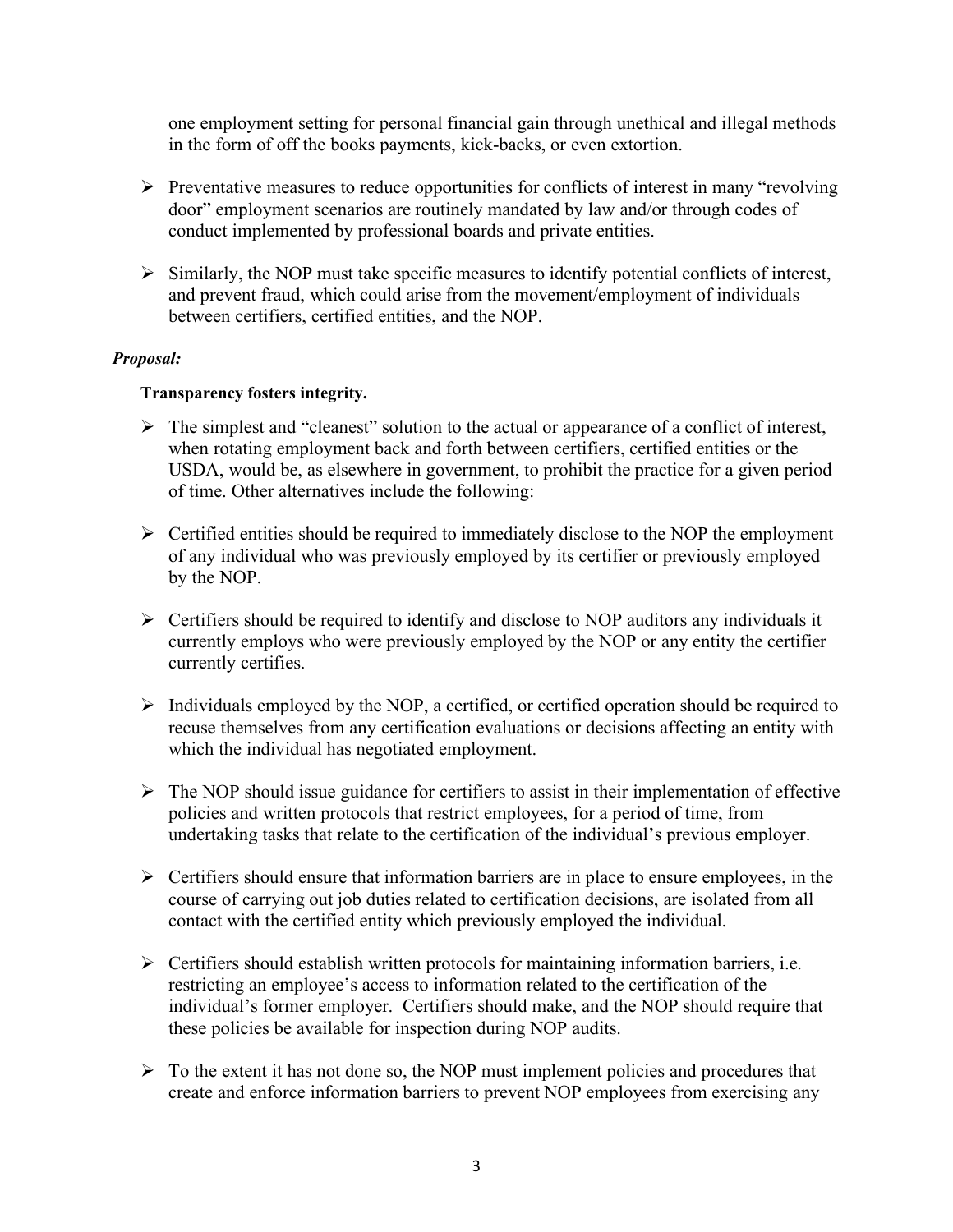one employment setting for personal financial gain through unethical and illegal methods in the form of off the books payments, kick-backs, or even extortion.

- Preventative measures to reduce opportunities for conflicts of interest in many "revolving door" employment scenarios are routinely mandated by law and/or through codes of conduct implemented by professional boards and private entities.
- Similarly, the NOP must take specific measures to identify potential conflicts of interest, and prevent fraud, which could arise from the movement/employment of individuals between certifiers, certified entities, and the NOP.

***Proposal:***

**Transparency fosters integrity.**

- The simplest and "cleanest" solution to the actual or appearance of a conflict of interest, when rotating employment back and forth between certifiers, certified entities or the USDA, would be, as elsewhere in government, to prohibit the practice for a given period of time. Other alternatives include the following:
- Certified entities should be required to immediately disclose to the NOP the employment of any individual who was previously employed by its certifier or previously employed by the NOP.
- Certifiers should be required to identify and disclose to NOP auditors any individuals it currently employs who were previously employed by the NOP or any entity the certifier currently certifies.
- Individuals employed by the NOP, a certified, or certified operation should be required to recuse themselves from any certification evaluations or decisions affecting an entity with which the individual has negotiated employment.
- The NOP should issue guidance for certifiers to assist in their implementation of effective policies and written protocols that restrict employees, for a period of time, from undertaking tasks that relate to the certification of the individual's previous employer.
- Certifiers should ensure that information barriers are in place to ensure employees, in the course of carrying out job duties related to certification decisions, are isolated from all contact with the certified entity which previously employed the individual.
- Certifiers should establish written protocols for maintaining information barriers, i.e. restricting an employee's access to information related to the certification of the individual's former employer. Certifiers should make, and the NOP should require that these policies be available for inspection during NOP audits.
- To the extent it has not done so, the NOP must implement policies and procedures that create and enforce information barriers to prevent NOP employees from exercising any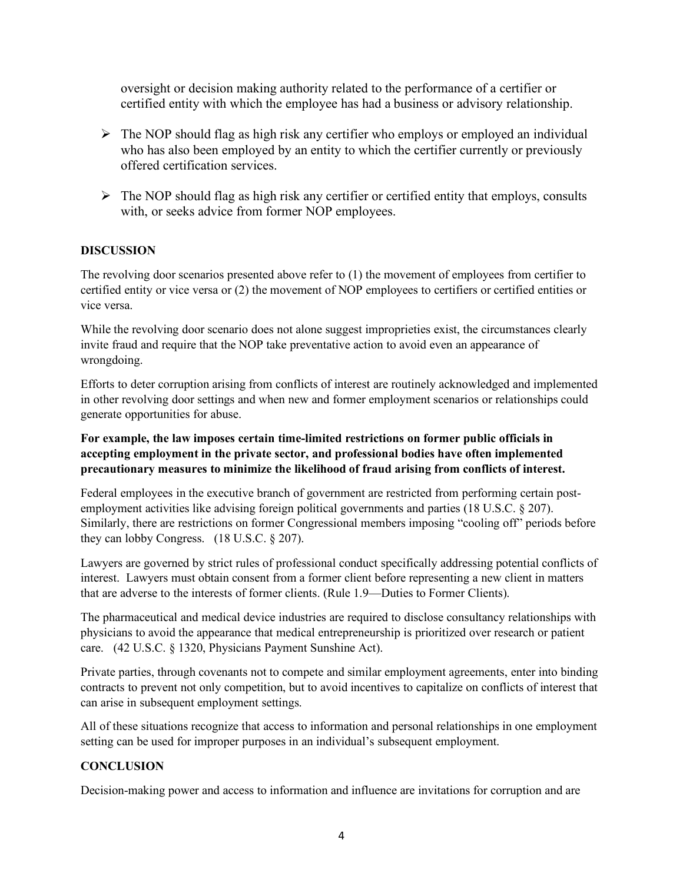oversight or decision making authority related to the performance of a certifier or certified entity with which the employee has had a business or advisory relationship.

- The NOP should flag as high risk any certifier who employs or employed an individual who has also been employed by an entity to which the certifier currently or previously offered certification services.
- The NOP should flag as high risk any certifier or certified entity that employs, consults with, or seeks advice from former NOP employees.

**DISCUSSION**

The revolving door scenarios presented above refer to (1) the movement of employees from certifier to certified entity or vice versa or (2) the movement of NOP employees to certifiers or certified entities or vice versa.

While the revolving door scenario does not alone suggest improprieties exist, the circumstances clearly invite fraud and require that the NOP take preventative action to avoid even an appearance of wrongdoing.

Efforts to deter corruption arising from conflicts of interest are routinely acknowledged and implemented in other revolving door settings and when new and former employment scenarios or relationships could generate opportunities for abuse.

**For example, the law imposes certain time-limited restrictions on former public officials in accepting employment in the private sector, and professional bodies have often implemented precautionary measures to minimize the likelihood of fraud arising from conflicts of interest.**

Federal employees in the executive branch of government are restricted from performing certain post-employment activities like advising foreign political governments and parties (18 U.S.C. § 207). Similarly, there are restrictions on former Congressional members imposing "cooling off" periods before they can lobby Congress. (18 U.S.C. § 207).

Lawyers are governed by strict rules of professional conduct specifically addressing potential conflicts of interest. Lawyers must obtain consent from a former client before representing a new client in matters that are adverse to the interests of former clients. (Rule 1.9—Duties to Former Clients).

The pharmaceutical and medical device industries are required to disclose consultancy relationships with physicians to avoid the appearance that medical entrepreneurship is prioritized over research or patient care. (42 U.S.C. § 1320, Physicians Payment Sunshine Act).

Private parties, through covenants not to compete and similar employment agreements, enter into binding contracts to prevent not only competition, but to avoid incentives to capitalize on conflicts of interest that can arise in subsequent employment settings.

All of these situations recognize that access to information and personal relationships in one employment setting can be used for improper purposes in an individual's subsequent employment.

**CONCLUSION**

Decision-making power and access to information and influence are invitations for corruption and are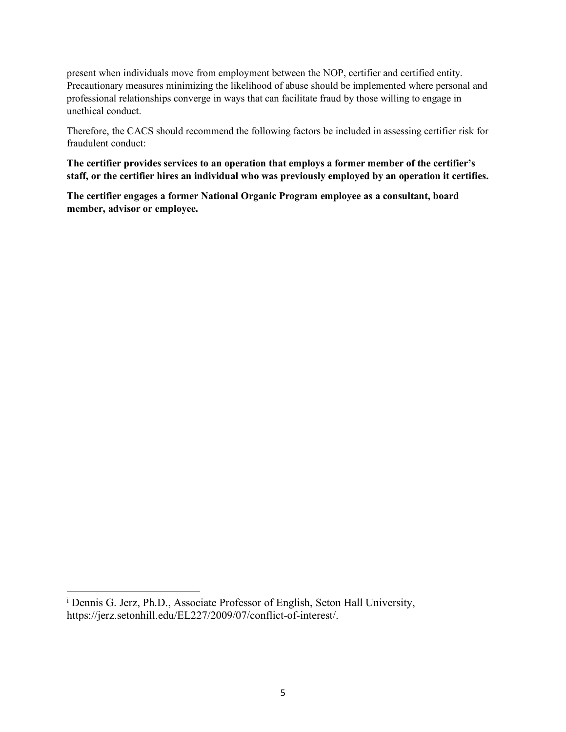present when individuals move from employment between the NOP, certifier and certified entity. Precautionary measures minimizing the likelihood of abuse should be implemented where personal and professional relationships converge in ways that can facilitate fraud by those willing to engage in unethical conduct.

Therefore, the CACS should recommend the following factors be included in assessing certifier risk for fraudulent conduct:

**The certifier provides services to an operation that employs a former member of the certifier's staff, or the certifier hires an individual who was previously employed by an operation it certifies.**

**The certifier engages a former National Organic Program employee as a consultant, board member, advisor or employee.**

---

[i] Dennis G. Jerz, Ph.D., Associate Professor of English, Seton Hall University, https://jerz.setonhill.edu/EL227/2009/07/conflict-of-interest/.